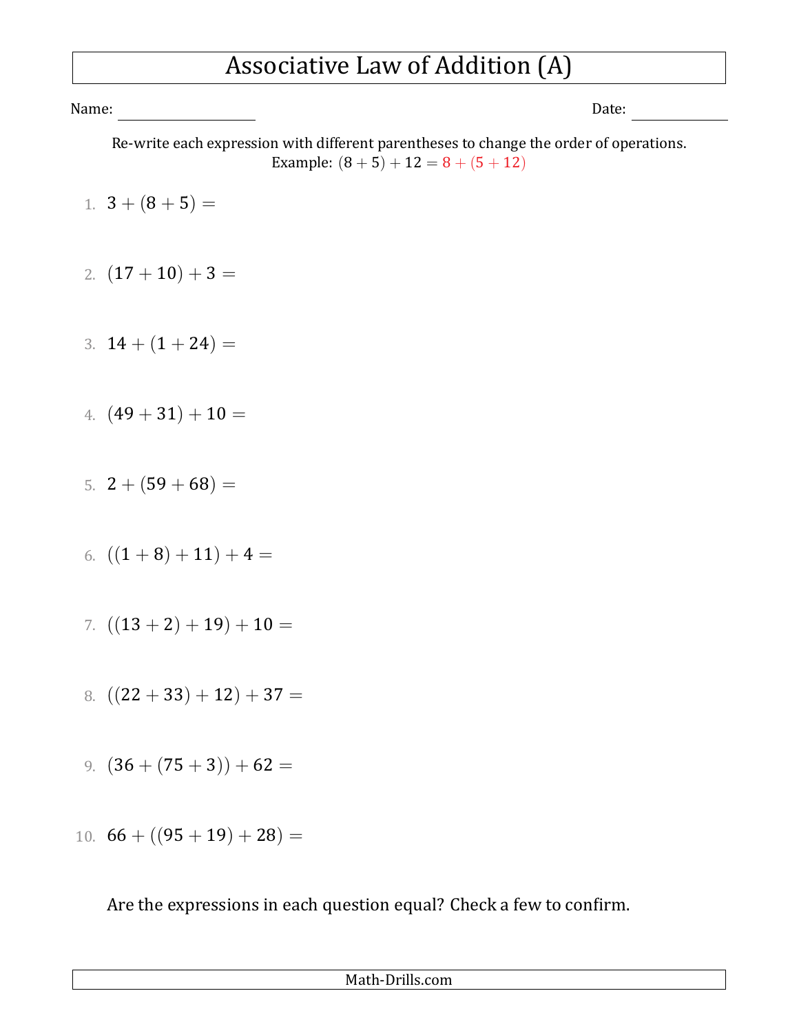# Associative Law of Addition (A)

Name: ________________ Date: ____________

Re-write each expression with different parentheses to change the order of operations.
Example: $(8 + 5) + 12 = 8 + (5 + 12)$

1. $3 + (8 + 5) =$

2. $(17 + 10) + 3 =$

3. $14 + (1 + 24) =$

4. $(49 + 31) + 10 =$

5. $2 + (59 + 68) =$

6. $((1 + 8) + 11) + 4 =$

7. $((13 + 2) + 19) + 10 =$

8. $((22 + 33) + 12) + 37 =$

9. $(36 + (75 + 3)) + 62 =$

10. $66 + ((95 + 19) + 28) =$

Are the expressions in each question equal? Check a few to confirm.

Math-Drills.com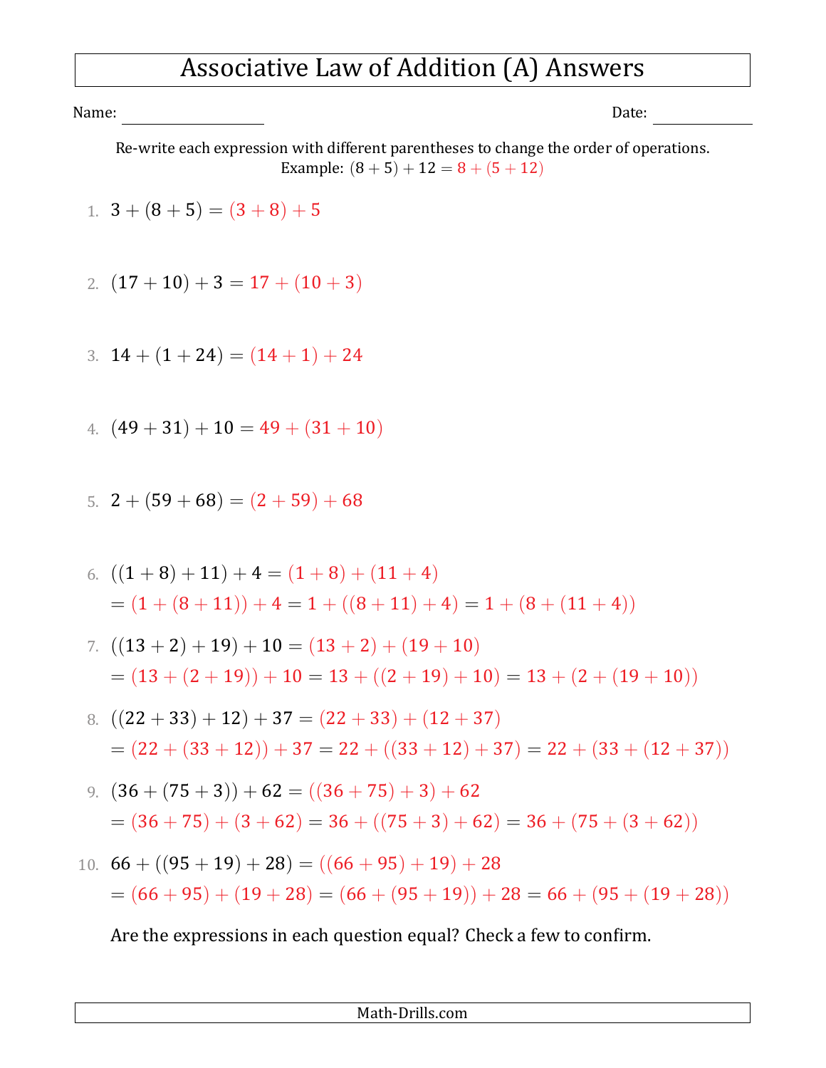# Associative Law of Addition (A) Answers

Name: ____________________ Date: ______________

Re-write each expression with different parentheses to change the order of operations.
Example: $(8 + 5) + 12 = 8 + (5 + 12)$

1. $3 + (8 + 5) = (3 + 8) + 5$

2. $(17 + 10) + 3 = 17 + (10 + 3)$

3. $14 + (1 + 24) = (14 + 1) + 24$

4. $(49 + 31) + 10 = 49 + (31 + 10)$

5. $2 + (59 + 68) = (2 + 59) + 68$

6. $((1 + 8) + 11) + 4 = (1 + 8) + (11 + 4)$
   $= (1 + (8 + 11)) + 4 = 1 + ((8 + 11) + 4) = 1 + (8 + (11 + 4))$

7. $((13 + 2) + 19) + 10 = (13 + 2) + (19 + 10)$
   $= (13 + (2 + 19)) + 10 = 13 + ((2 + 19) + 10) = 13 + (2 + (19 + 10))$

8. $((22 + 33) + 12) + 37 = (22 + 33) + (12 + 37)$
   $= (22 + (33 + 12)) + 37 = 22 + ((33 + 12) + 37) = 22 + (33 + (12 + 37))$

9. $(36 + (75 + 3)) + 62 = ((36 + 75) + 3) + 62$
   $= (36 + 75) + (3 + 62) = 36 + ((75 + 3) + 62) = 36 + (75 + (3 + 62))$

10. $66 + ((95 + 19) + 28) = ((66 + 95) + 19) + 28$
    $= (66 + 95) + (19 + 28) = (66 + (95 + 19)) + 28 = 66 + (95 + (19 + 28))$

Are the expressions in each question equal? Check a few to confirm.

Math-Drills.com